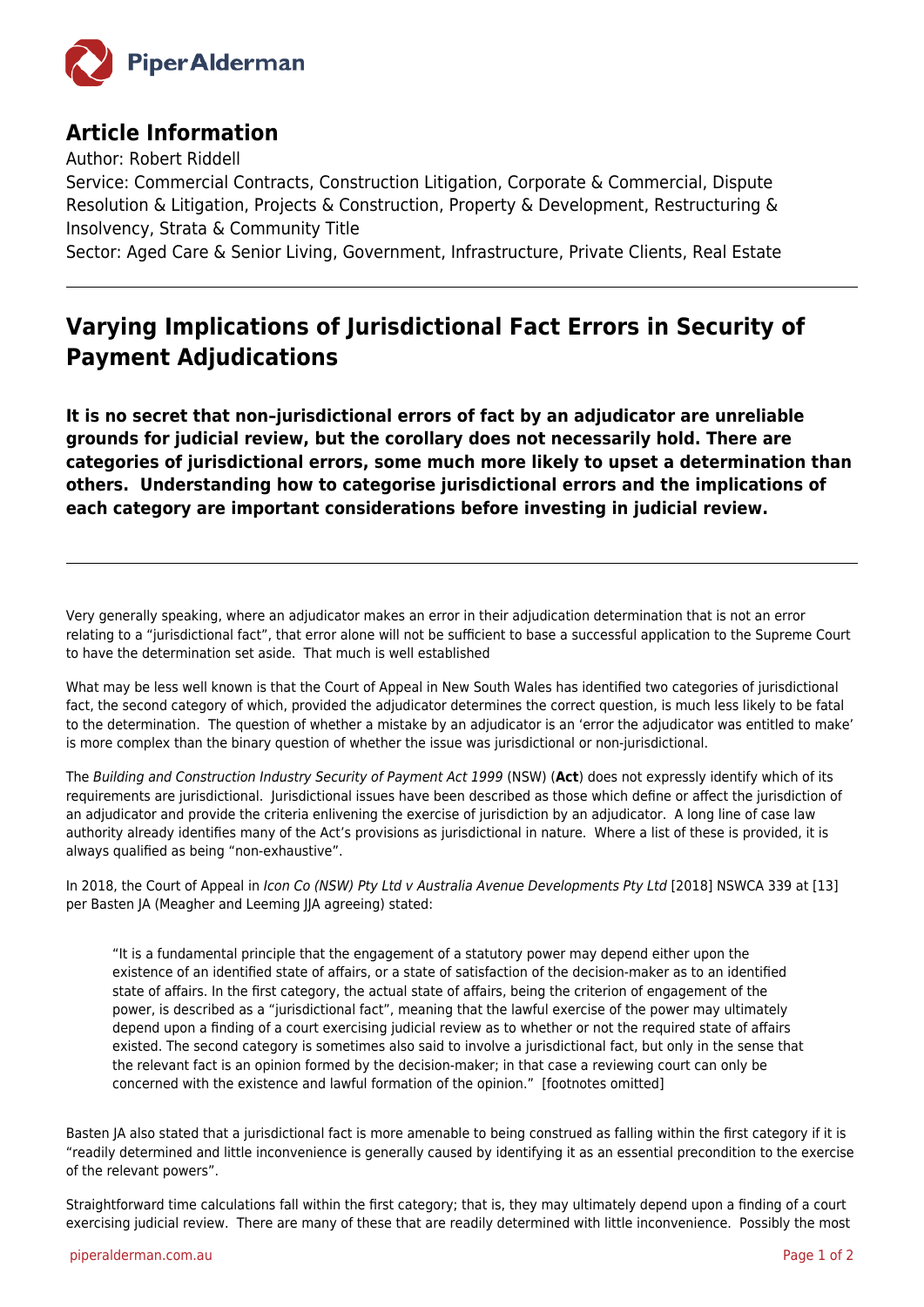## Article Information

Author: Robert Riddell
Service: Commercial Contracts, Construction Litigation, Corporate & Commercial, Dispute Resolution & Litigation, Projects & Construction, Property & Development, Restructuring & Insolvency, Strata & Community Title
Sector: Aged Care & Senior Living, Government, Infrastructure, Private Clients, Real Estate

---

# Varying Implications of Jurisdictional Fact Errors in Security of Payment Adjudications

**It is no secret that non–jurisdictional errors of fact by an adjudicator are unreliable grounds for judicial review, but the corollary does not necessarily hold. There are categories of jurisdictional errors, some much more likely to upset a determination than others. Understanding how to categorise jurisdictional errors and the implications of each category are important considerations before investing in judicial review.**

---

Very generally speaking, where an adjudicator makes an error in their adjudication determination that is not an error relating to a "jurisdictional fact", that error alone will not be sufficient to base a successful application to the Supreme Court to have the determination set aside. That much is well established

What may be less well known is that the Court of Appeal in New South Wales has identified two categories of jurisdictional fact, the second category of which, provided the adjudicator determines the correct question, is much less likely to be fatal to the determination. The question of whether a mistake by an adjudicator is an 'error the adjudicator was entitled to make' is more complex than the binary question of whether the issue was jurisdictional or non-jurisdictional.

The *Building and Construction Industry Security of Payment Act 1999* (NSW) (**Act**) does not expressly identify which of its requirements are jurisdictional. Jurisdictional issues have been described as those which define or affect the jurisdiction of an adjudicator and provide the criteria enlivening the exercise of jurisdiction by an adjudicator. A long line of case law authority already identifies many of the Act's provisions as jurisdictional in nature. Where a list of these is provided, it is always qualified as being "non-exhaustive".

In 2018, the Court of Appeal in *Icon Co (NSW) Pty Ltd v Australia Avenue Developments Pty Ltd* [2018] NSWCA 339 at [13] per Basten JA (Meagher and Leeming JJA agreeing) stated:

> "It is a fundamental principle that the engagement of a statutory power may depend either upon the existence of an identified state of affairs, or a state of satisfaction of the decision-maker as to an identified state of affairs. In the first category, the actual state of affairs, being the criterion of engagement of the power, is described as a "jurisdictional fact", meaning that the lawful exercise of the power may ultimately depend upon a finding of a court exercising judicial review as to whether or not the required state of affairs existed. The second category is sometimes also said to involve a jurisdictional fact, but only in the sense that the relevant fact is an opinion formed by the decision-maker; in that case a reviewing court can only be concerned with the existence and lawful formation of the opinion." [footnotes omitted]

Basten JA also stated that a jurisdictional fact is more amenable to being construed as falling within the first category if it is "readily determined and little inconvenience is generally caused by identifying it as an essential precondition to the exercise of the relevant powers".

Straightforward time calculations fall within the first category; that is, they may ultimately depend upon a finding of a court exercising judicial review. There are many of these that are readily determined with little inconvenience. Possibly the most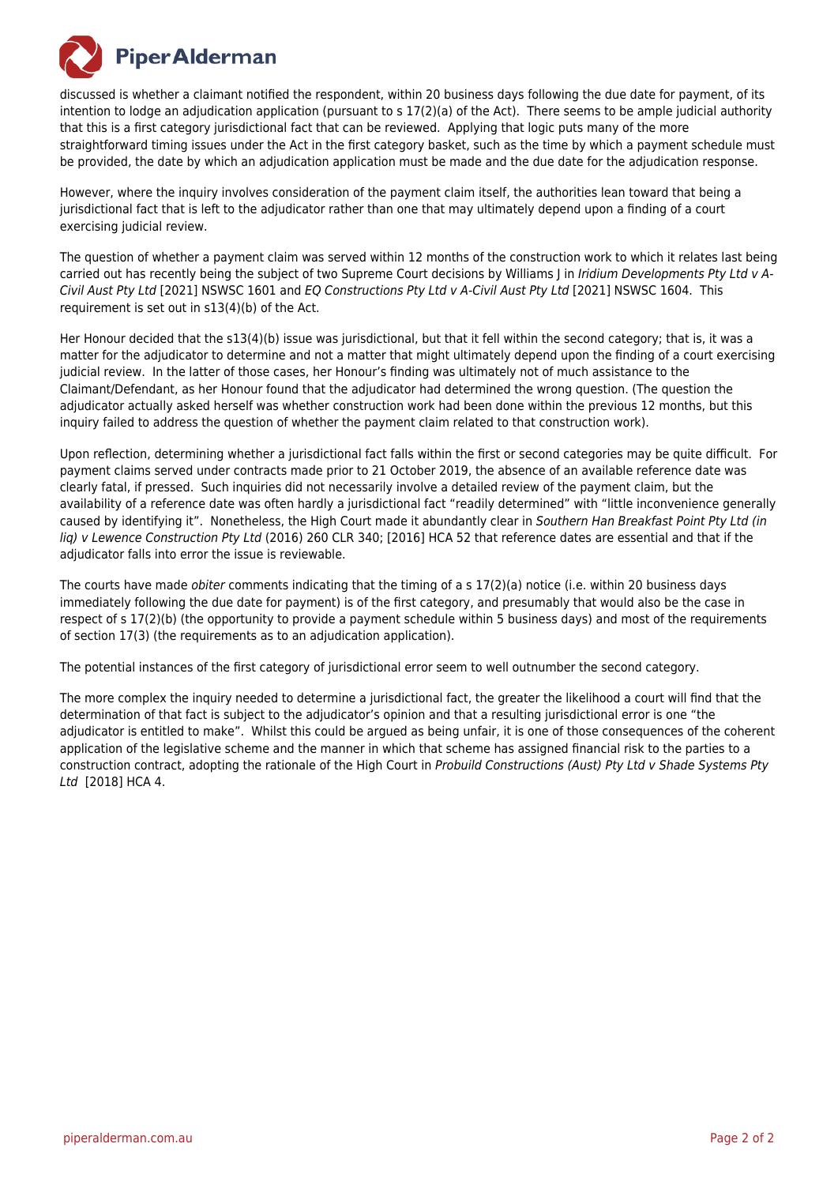discussed is whether a claimant notified the respondent, within 20 business days following the due date for payment, of its intention to lodge an adjudication application (pursuant to s 17(2)(a) of the Act). There seems to be ample judicial authority that this is a first category jurisdictional fact that can be reviewed. Applying that logic puts many of the more straightforward timing issues under the Act in the first category basket, such as the time by which a payment schedule must be provided, the date by which an adjudication application must be made and the due date for the adjudication response.

However, where the inquiry involves consideration of the payment claim itself, the authorities lean toward that being a jurisdictional fact that is left to the adjudicator rather than one that may ultimately depend upon a finding of a court exercising judicial review.

The question of whether a payment claim was served within 12 months of the construction work to which it relates last being carried out has recently being the subject of two Supreme Court decisions by Williams J in *Iridium Developments Pty Ltd v A-Civil Aust Pty Ltd* [2021] NSWSC 1601 and *EQ Constructions Pty Ltd v A-Civil Aust Pty Ltd* [2021] NSWSC 1604. This requirement is set out in s13(4)(b) of the Act.

Her Honour decided that the s13(4)(b) issue was jurisdictional, but that it fell within the second category; that is, it was a matter for the adjudicator to determine and not a matter that might ultimately depend upon the finding of a court exercising judicial review. In the latter of those cases, her Honour's finding was ultimately not of much assistance to the Claimant/Defendant, as her Honour found that the adjudicator had determined the wrong question. (The question the adjudicator actually asked herself was whether construction work had been done within the previous 12 months, but this inquiry failed to address the question of whether the payment claim related to that construction work).

Upon reflection, determining whether a jurisdictional fact falls within the first or second categories may be quite difficult. For payment claims served under contracts made prior to 21 October 2019, the absence of an available reference date was clearly fatal, if pressed. Such inquiries did not necessarily involve a detailed review of the payment claim, but the availability of a reference date was often hardly a jurisdictional fact "readily determined" with "little inconvenience generally caused by identifying it". Nonetheless, the High Court made it abundantly clear in *Southern Han Breakfast Point Pty Ltd (in liq) v Lewence Construction Pty Ltd* (2016) 260 CLR 340; [2016] HCA 52 that reference dates are essential and that if the adjudicator falls into error the issue is reviewable.

The courts have made *obiter* comments indicating that the timing of a s 17(2)(a) notice (i.e. within 20 business days immediately following the due date for payment) is of the first category, and presumably that would also be the case in respect of s 17(2)(b) (the opportunity to provide a payment schedule within 5 business days) and most of the requirements of section 17(3) (the requirements as to an adjudication application).

The potential instances of the first category of jurisdictional error seem to well outnumber the second category.

The more complex the inquiry needed to determine a jurisdictional fact, the greater the likelihood a court will find that the determination of that fact is subject to the adjudicator's opinion and that a resulting jurisdictional error is one "the adjudicator is entitled to make". Whilst this could be argued as being unfair, it is one of those consequences of the coherent application of the legislative scheme and the manner in which that scheme has assigned financial risk to the parties to a construction contract, adopting the rationale of the High Court in *Probuild Constructions (Aust) Pty Ltd v Shade Systems Pty Ltd* [2018] HCA 4.